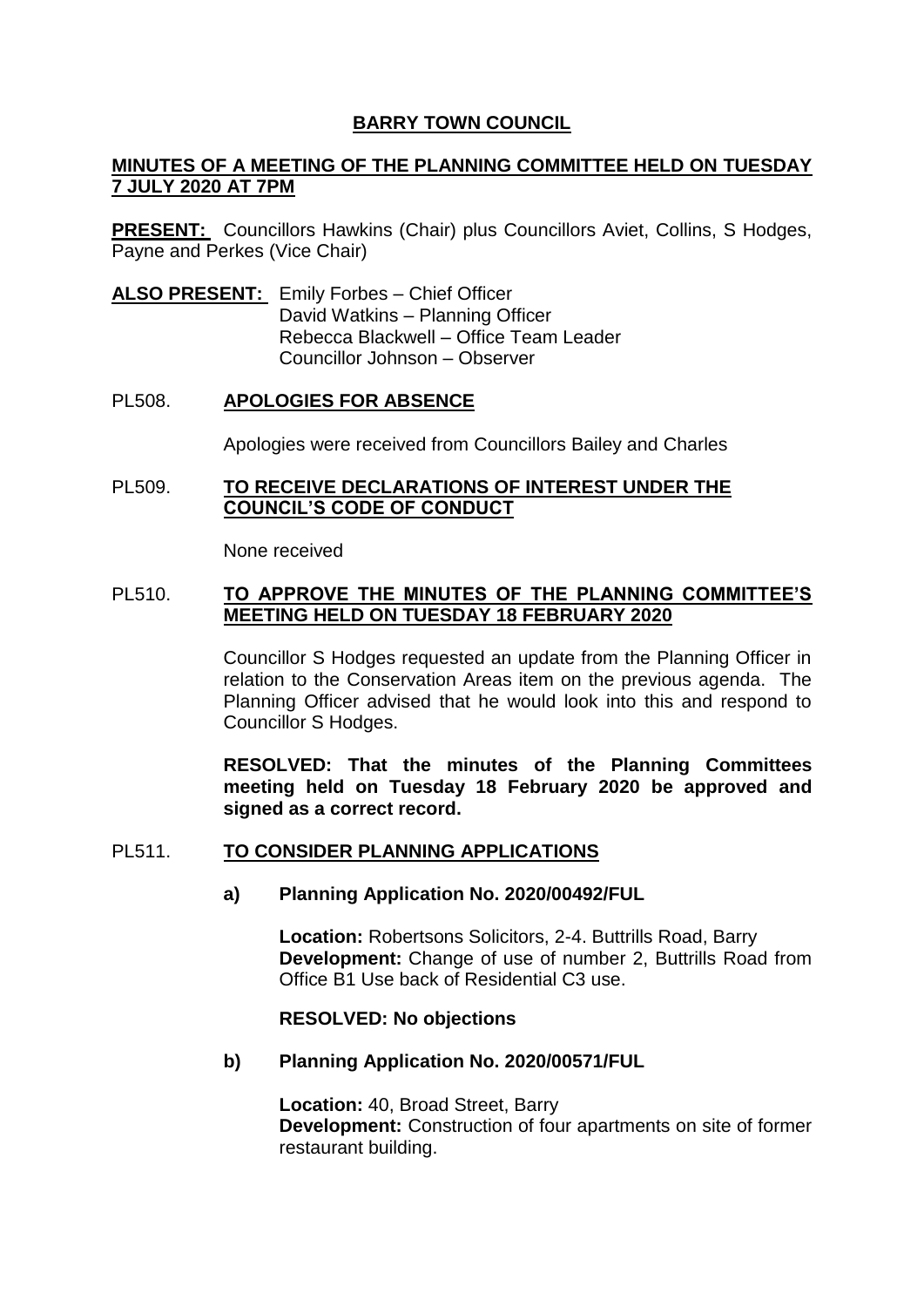# BARRY TOWN COUNCIL

## MINUTES OF A MEETING OF THE PLANNING COMMITTEE HELD ON TUESDAY 7 JULY 2020 AT 7PM

**PRESENT:** Councillors Hawkins (Chair) plus Councillors Aviet, Collins, S Hodges, Payne and Perkes (Vice Chair)

**ALSO PRESENT:** Emily Forbes – Chief Officer
David Watkins – Planning Officer
Rebecca Blackwell – Office Team Leader
Councillor Johnson – Observer

### PL508. APOLOGIES FOR ABSENCE

Apologies were received from Councillors Bailey and Charles

### PL509. TO RECEIVE DECLARATIONS OF INTEREST UNDER THE COUNCIL'S CODE OF CONDUCT

None received

### PL510. TO APPROVE THE MINUTES OF THE PLANNING COMMITTEE'S MEETING HELD ON TUESDAY 18 FEBRUARY 2020

Councillor S Hodges requested an update from the Planning Officer in relation to the Conservation Areas item on the previous agenda. The Planning Officer advised that he would look into this and respond to Councillor S Hodges.

**RESOLVED: That the minutes of the Planning Committees meeting held on Tuesday 18 February 2020 be approved and signed as a correct record.**

### PL511. TO CONSIDER PLANNING APPLICATIONS

**a) Planning Application No. 2020/00492/FUL**

**Location:** Robertsons Solicitors, 2-4. Buttrills Road, Barry
**Development:** Change of use of number 2, Buttrills Road from Office B1 Use back of Residential C3 use.

**RESOLVED: No objections**

**b) Planning Application No. 2020/00571/FUL**

**Location:** 40, Broad Street, Barry
**Development:** Construction of four apartments on site of former restaurant building.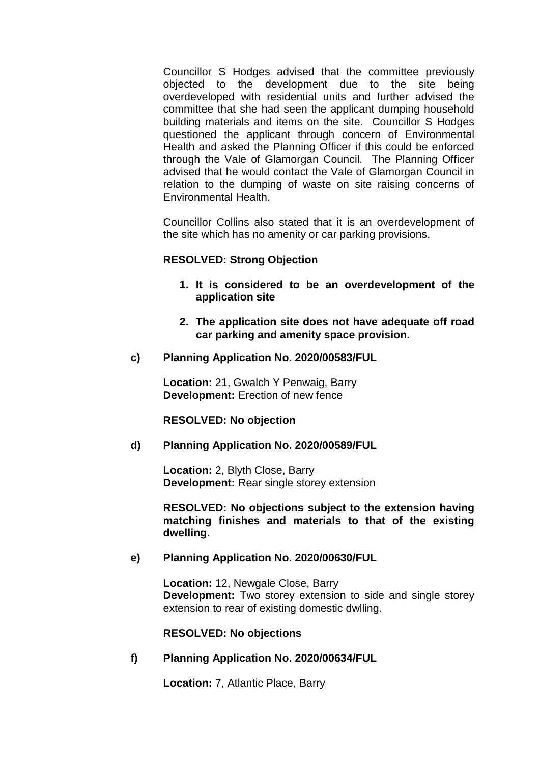Councillor S Hodges advised that the committee previously objected to the development due to the site being overdeveloped with residential units and further advised the committee that she had seen the applicant dumping household building materials and items on the site. Councillor S Hodges questioned the applicant through concern of Environmental Health and asked the Planning Officer if this could be enforced through the Vale of Glamorgan Council. The Planning Officer advised that he would contact the Vale of Glamorgan Council in relation to the dumping of waste on site raising concerns of Environmental Health.

Councillor Collins also stated that it is an overdevelopment of the site which has no amenity or car parking provisions.

**RESOLVED: Strong Objection**

1. **It is considered to be an overdevelopment of the application site**
2. **The application site does not have adequate off road car parking and amenity space provision.**

**c) Planning Application No. 2020/00583/FUL**

**Location:** 21, Gwalch Y Penwaig, Barry
**Development:** Erection of new fence

**RESOLVED: No objection**

**d) Planning Application No. 2020/00589/FUL**

**Location:** 2, Blyth Close, Barry
**Development:** Rear single storey extension

**RESOLVED: No objections subject to the extension having matching finishes and materials to that of the existing dwelling.**

**e) Planning Application No. 2020/00630/FUL**

**Location:** 12, Newgale Close, Barry
**Development:** Two storey extension to side and single storey extension to rear of existing domestic dwlling.

**RESOLVED: No objections**

**f) Planning Application No. 2020/00634/FUL**

**Location:** 7, Atlantic Place, Barry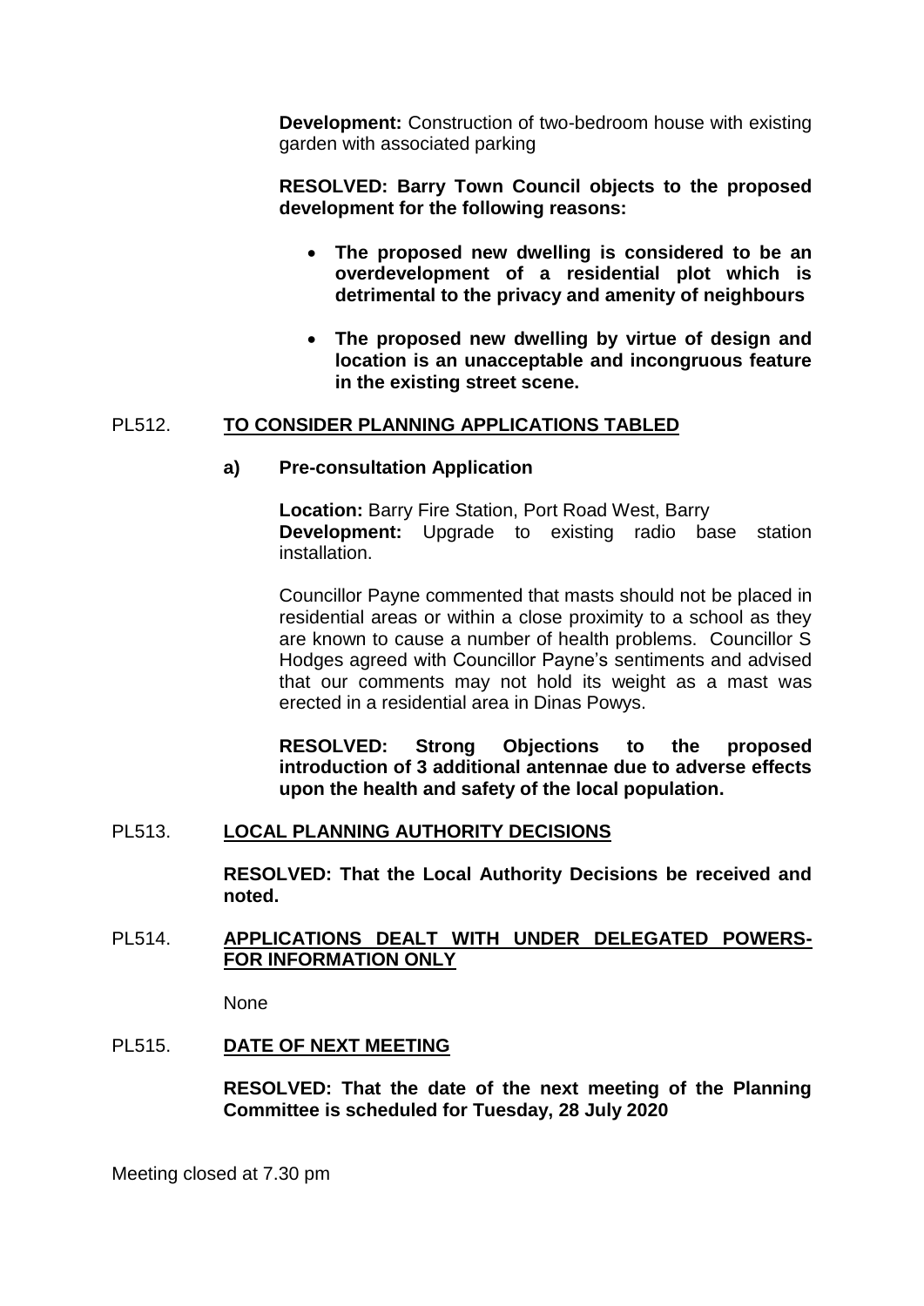**Development:** Construction of two-bedroom house with existing garden with associated parking

**RESOLVED: Barry Town Council objects to the proposed development for the following reasons:**

- **The proposed new dwelling is considered to be an overdevelopment of a residential plot which is detrimental to the privacy and amenity of neighbours**
- **The proposed new dwelling by virtue of design and location is an unacceptable and incongruous feature in the existing street scene.**

## PL512. TO CONSIDER PLANNING APPLICATIONS TABLED

**a) Pre-consultation Application**

**Location:** Barry Fire Station, Port Road West, Barry
**Development:** Upgrade to existing radio base station installation.

Councillor Payne commented that masts should not be placed in residential areas or within a close proximity to a school as they are known to cause a number of health problems. Councillor S Hodges agreed with Councillor Payne's sentiments and advised that our comments may not hold its weight as a mast was erected in a residential area in Dinas Powys.

**RESOLVED: Strong Objections to the proposed introduction of 3 additional antennae due to adverse effects upon the health and safety of the local population.**

## PL513. LOCAL PLANNING AUTHORITY DECISIONS

**RESOLVED: That the Local Authority Decisions be received and noted.**

## PL514. APPLICATIONS DEALT WITH UNDER DELEGATED POWERS- FOR INFORMATION ONLY

None

## PL515. DATE OF NEXT MEETING

**RESOLVED: That the date of the next meeting of the Planning Committee is scheduled for Tuesday, 28 July 2020**

Meeting closed at 7.30 pm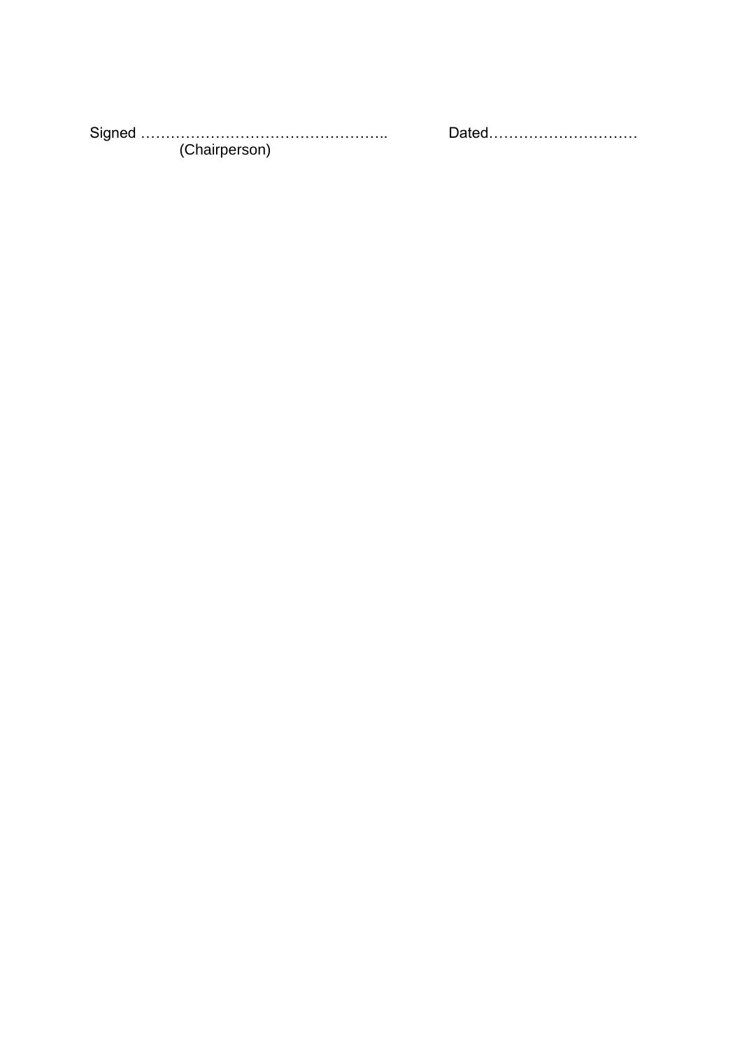Signed …………………………………………..    Dated…………………………
(Chairperson)